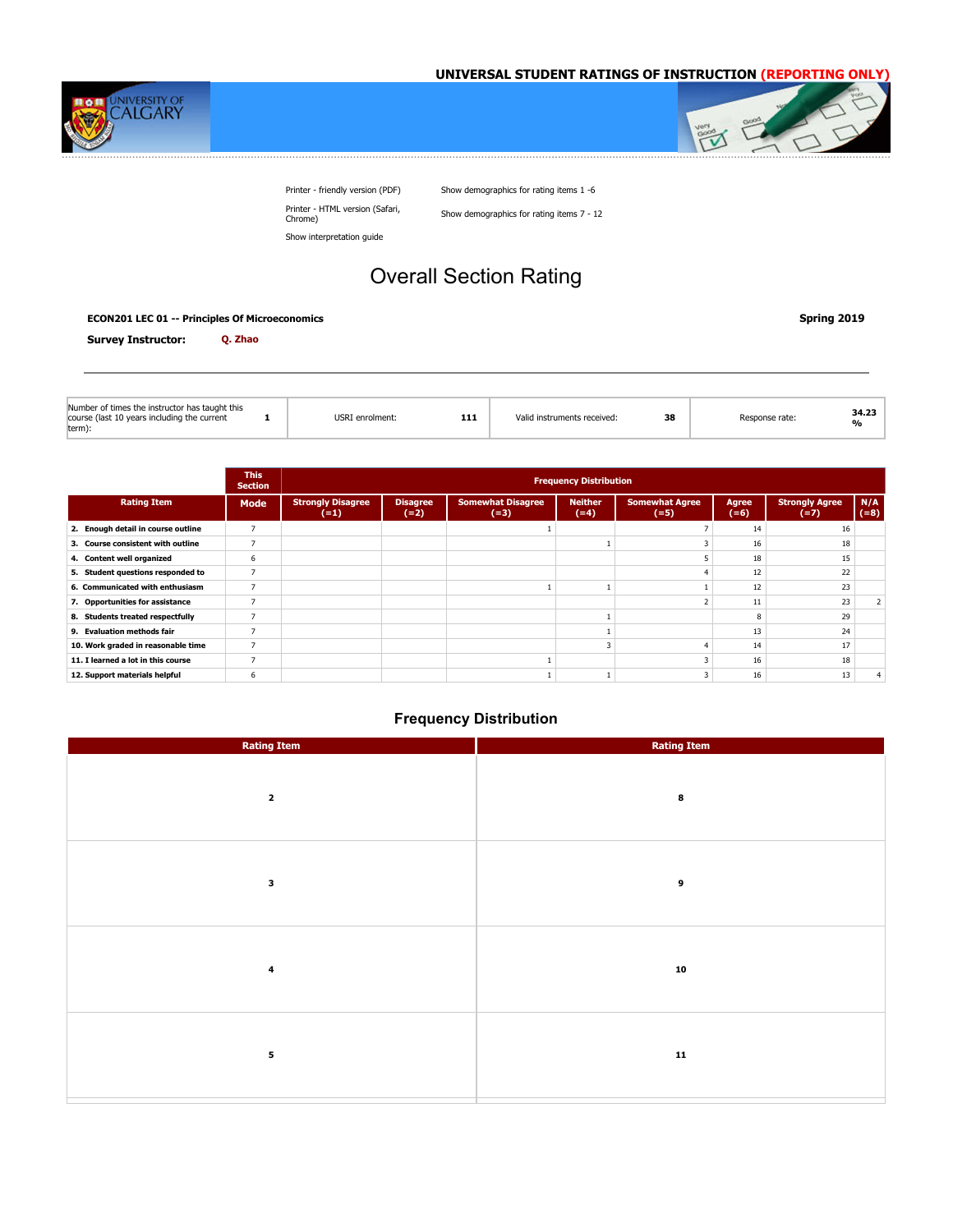## UNIVERSAL STUDENT RATINGS OF INSTRUCTION (REPORTING ONLY)

Printer - friendly version (PDF)

Printer - HTML version (Safari, Chrome)

Show interpretation guide

Show demographics for rating items 1 -6

Show demographics for rating items 7 - 12

# Overall Section Rating

**ECON201 LEC 01 -- Principles Of Microeconomics** **Spring 2019**

**Survey Instructor:** **Q. Zhao**

| Number of times the instructor has taught this course (last 10 years including the current term): | 1 | USRI enrolment: | 111 | Valid instruments received: | 38 | Response rate: | 34.23 % |
|---|---|---|---|---|---|---|---|

| Rating Item | This Section | Frequency Distribution | | | | | | | |
|---|---|---|---|---|---|---|---|---|---|
| | Mode | Strongly Disagree (=1) | Disagree (=2) | Somewhat Disagree (=3) | Neither (=4) | Somewhat Agree (=5) | Agree (=6) | Strongly Agree (=7) | N/A (=8) |
| 2. Enough detail in course outline | 7 | | | 1 | | 7 | 14 | 16 | |
| 3. Course consistent with outline | 7 | | | | 1 | 3 | 16 | 18 | |
| 4. Content well organized | 6 | | | | | 5 | 18 | 15 | |
| 5. Student questions responded to | 7 | | | | | 4 | 12 | 22 | |
| 6. Communicated with enthusiasm | 7 | | | 1 | 1 | 1 | 12 | 23 | |
| 7. Opportunities for assistance | 7 | | | | | 2 | 11 | 23 | 2 |
| 8. Students treated respectfully | 7 | | | | 1 | | 8 | 29 | |
| 9. Evaluation methods fair | 7 | | | | 1 | | 13 | 24 | |
| 10. Work graded in reasonable time | 7 | | | | 3 | 4 | 14 | 17 | |
| 11. I learned a lot in this course | 7 | | | 1 | | 3 | 16 | 18 | |
| 12. Support materials helpful | 6 | | | 1 | 1 | 3 | 16 | 13 | 4 |

## Frequency Distribution

| Rating Item | Rating Item |
|---|---|
| 2 | 8 |
| 3 | 9 |
| 4 | 10 |
| 5 | 11 |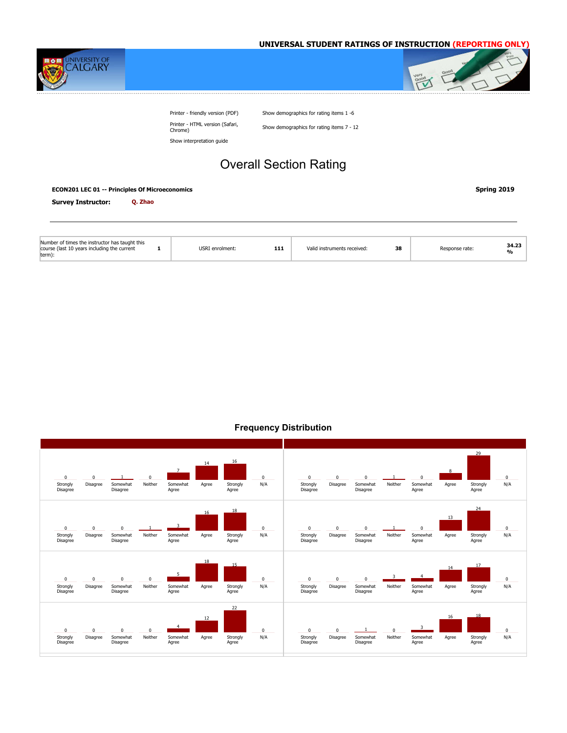## UNIVERSAL STUDENT RATINGS OF INSTRUCTION (REPORTING ONLY)

Printer - friendly version (PDF)

Printer - HTML version (Safari, Chrome)

Show interpretation guide

Show demographics for rating items 1 -6

Show demographics for rating items 7 - 12

# Overall Section Rating

**ECON201 LEC 01 -- Principles Of Microeconomics** **Spring 2019**

**Survey Instructor:** **Q. Zhao**

| Number of times the instructor has taught this course (last 10 years including the current term): | 1 | USRI enrolment: | 111 | Valid instruments received: | 38 | Response rate: | 34.23 % |
|---|---|---|---|---|---|---|---|

## Frequency Distribution

| Strongly Disagree | Disagree | Somewhat Disagree | Neither | Somewhat Agree | Agree | Strongly Agree | N/A |
|---|---|---|---|---|---|---|---|
| 0 | 0 | 1 | 0 | 7 | 14 | 16 | 0 |
| 0 | 0 | 0 | 1 | 0 | 8 | 29 | 0 |
| 0 | 0 | 0 | 1 | 3 | 16 | 18 | 0 |
| 0 | 0 | 0 | 1 | 0 | 13 | 24 | 0 |
| 0 | 0 | 0 | 0 | 5 | 18 | 15 | 0 |
| 0 | 0 | 0 | 3 | 4 | 14 | 17 | 0 |
| 0 | 0 | 0 | 0 | 4 | 12 | 22 | 0 |
| 0 | 0 | 1 | 0 | 3 | 16 | 18 | 0 |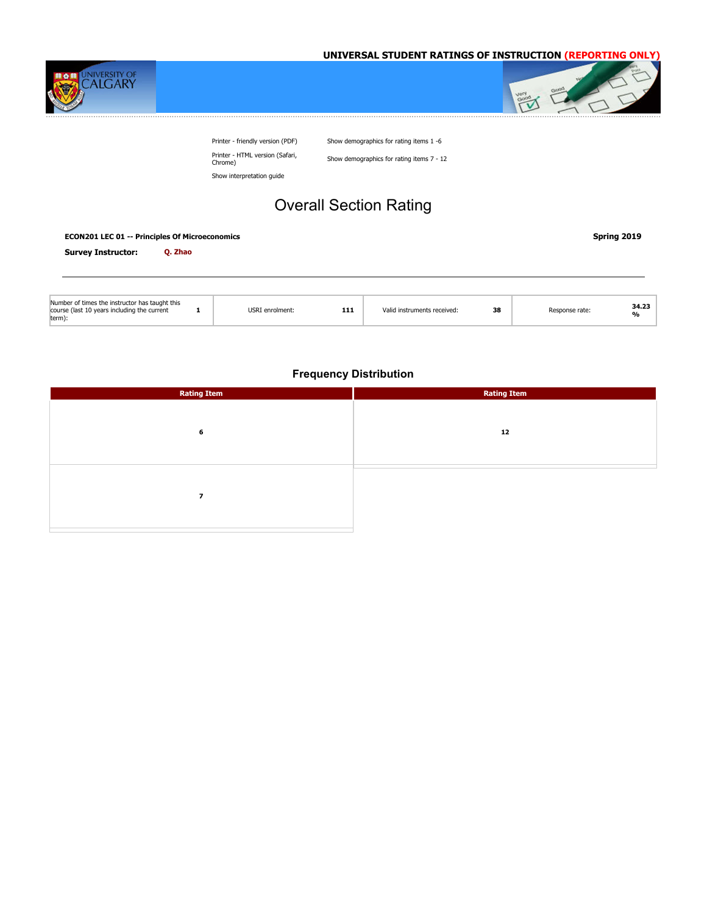UNIVERSAL STUDENT RATINGS OF INSTRUCTION (REPORTING ONLY)

Printer - friendly version (PDF)

Printer - HTML version (Safari, Chrome)

Show interpretation guide

Show demographics for rating items 1 -6

Show demographics for rating items 7 - 12

# Overall Section Rating

**ECON201 LEC 01 -- Principles Of Microeconomics** **Spring 2019**

**Survey Instructor:** **Q. Zhao**

| Number of times the instructor has taught this course (last 10 years including the current term): | 1 | USRI enrolment: | 111 | Valid instruments received: | 38 | Response rate: | 34.23 % |
|---|---|---|---|---|---|---|---|

## Frequency Distribution

| Rating Item | Rating Item |
|---|---|
| 6 | 12 |
| 7 | |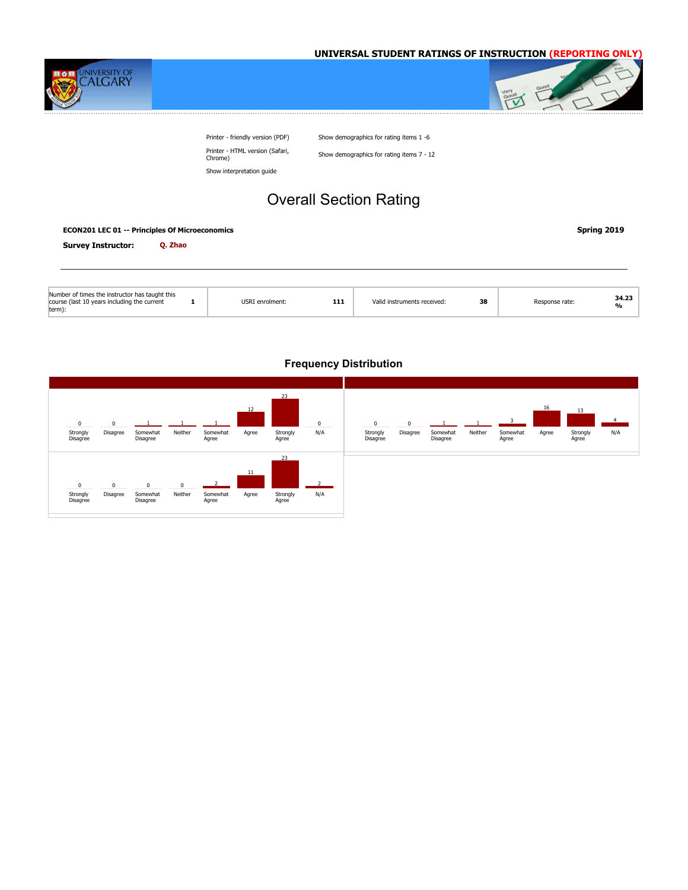UNIVERSAL STUDENT RATINGS OF INSTRUCTION (REPORTING ONLY)

Printer - friendly version (PDF)

Printer - HTML version (Safari, Chrome)

Show interpretation guide

Show demographics for rating items 1 -6

Show demographics for rating items 7 - 12

# Overall Section Rating

**ECON201 LEC 01 -- Principles Of Microeconomics**

**Spring 2019**

**Survey Instructor:** **Q. Zhao**

| | | | | | | | |
|---|---|---|---|---|---|---|---|
| Number of times the instructor has taught this course (last 10 years including the current term): | **1** | USRI enrolment: | **111** | Valid instruments received: | **38** | Response rate: | **34.23 %** |

## Frequency Distribution

0 Strongly Disagree
0 Disagree
1 Somewhat Disagree
1 Neither
1 Somewhat Agree
12 Agree
23 Strongly Agree
0 N/A

0 Strongly Disagree
0 Disagree
1 Somewhat Disagree
1 Neither
3 Somewhat Agree
16 Agree
13 Strongly Agree
4 N/A

0 Strongly Disagree
0 Disagree
0 Somewhat Disagree
0 Neither
2 Somewhat Agree
11 Agree
23 Strongly Agree
2 N/A